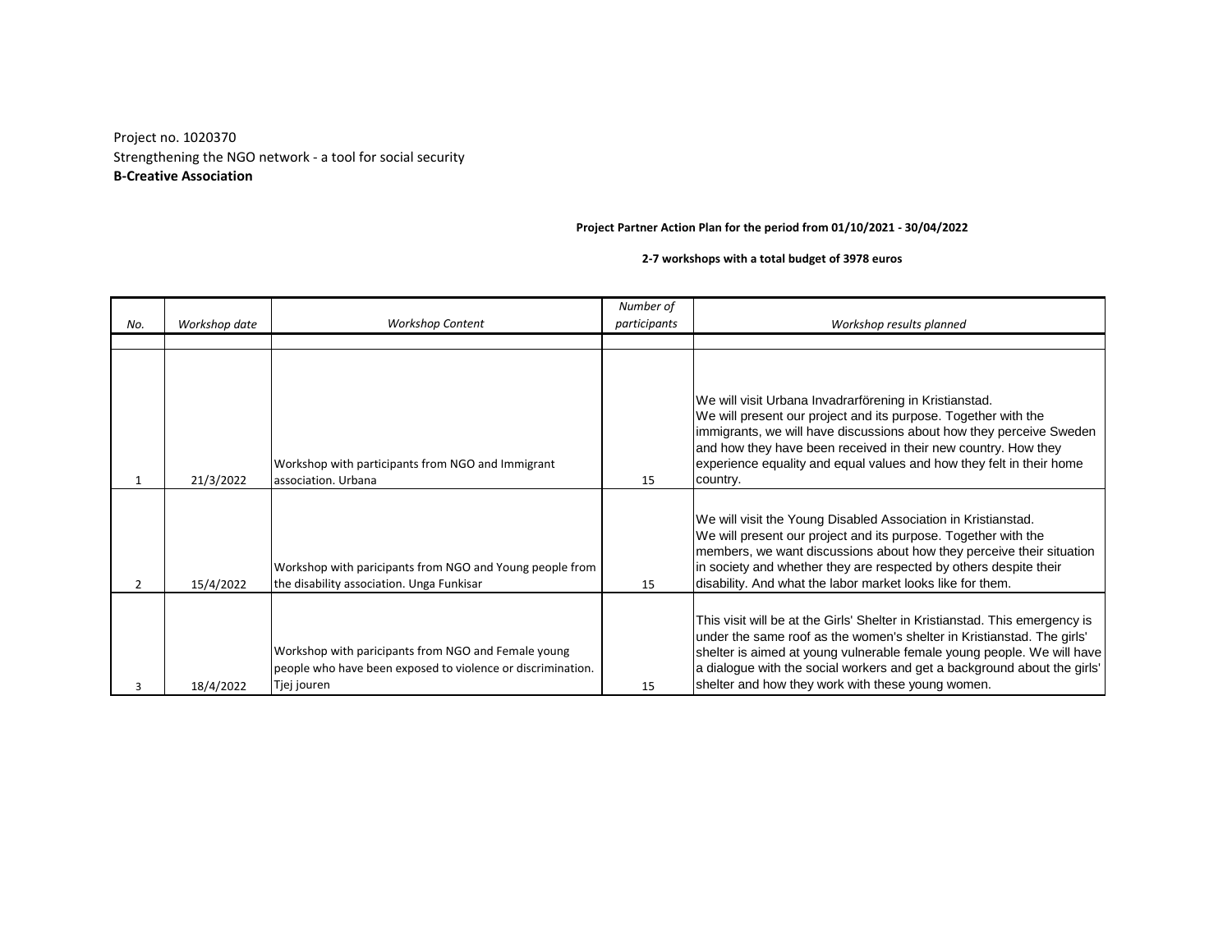Project no. 1020370

Strengthening the NGO network - a tool for social security

**B-Creative Association**

**Project Partner Action Plan for the period from 01/10/2021 - 30/04/2022**

**2-7 workshops with a total budget of 3978 euros**

| *No.* | *Workshop date* | *Workshop Content* | *Number of participants* | *Workshop results planned* |
|---|---|---|---|---|
| 1 | 21/3/2022 | Workshop with participants from NGO and Immigrant association. Urbana | 15 | We will visit Urbana Invadrarförening in Kristianstad. We will present our project and its purpose. Together with the immigrants, we will have discussions about how they perceive Sweden and how they have been received in their new country. How they experience equality and equal values and how they felt in their home country. |
| 2 | 15/4/2022 | Workshop with paricipants from NGO and Young people from the disability association. Unga Funkisar | 15 | We will visit the Young Disabled Association in Kristianstad. We will present our project and its purpose. Together with the members, we want discussions about how they perceive their situation in society and whether they are respected by others despite their disability. And what the labor market looks like for them. |
| 3 | 18/4/2022 | Workshop with paricipants from NGO and Female young people who have been exposed to violence or discrimination. Tjej jouren | 15 | This visit will be at the Girls' Shelter in Kristianstad. This emergency is under the same roof as the women's shelter in Kristianstad. The girls' shelter is aimed at young vulnerable female young people. We will have a dialogue with the social workers and get a background about the girls' shelter and how they work with these young women. |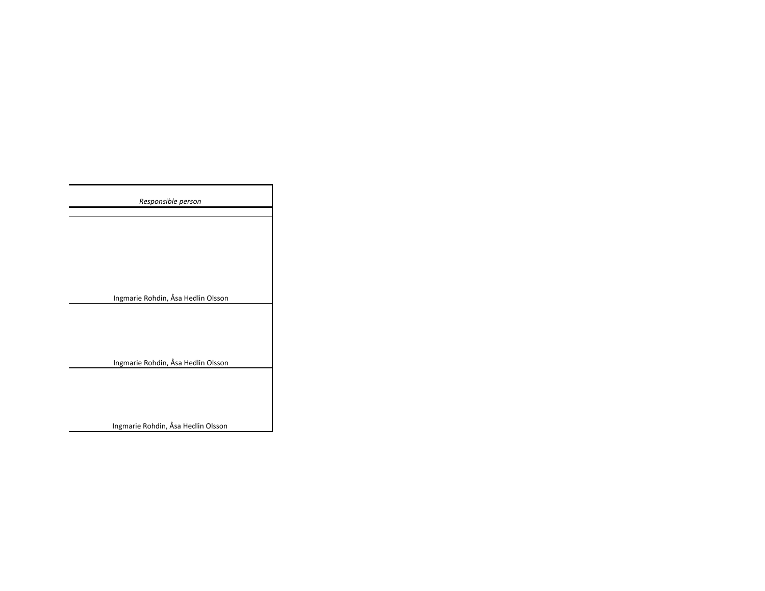| *Responsible person* |
| --- |
| |
| Ingmarie Rohdin, Åsa Hedlin Olsson |
| Ingmarie Rohdin, Åsa Hedlin Olsson |
| Ingmarie Rohdin, Åsa Hedlin Olsson |